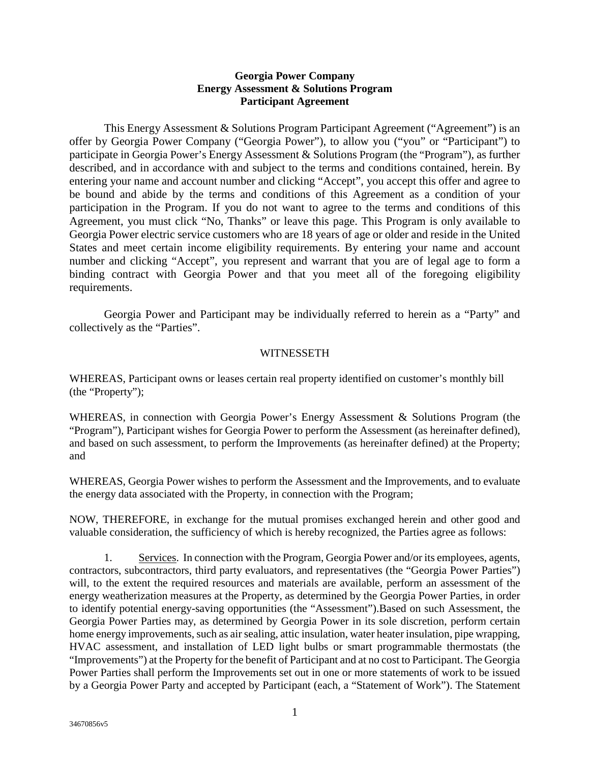**Georgia Power Company**
**Energy Assessment & Solutions Program**
**Participant Agreement**

This Energy Assessment & Solutions Program Participant Agreement ("Agreement") is an offer by Georgia Power Company ("Georgia Power"), to allow you ("you" or "Participant") to participate in Georgia Power's Energy Assessment & Solutions Program (the "Program"), as further described, and in accordance with and subject to the terms and conditions contained, herein. By entering your name and account number and clicking "Accept", you accept this offer and agree to be bound and abide by the terms and conditions of this Agreement as a condition of your participation in the Program. If you do not want to agree to the terms and conditions of this Agreement, you must click "No, Thanks" or leave this page. This Program is only available to Georgia Power electric service customers who are 18 years of age or older and reside in the United States and meet certain income eligibility requirements. By entering your name and account number and clicking "Accept", you represent and warrant that you are of legal age to form a binding contract with Georgia Power and that you meet all of the foregoing eligibility requirements.

Georgia Power and Participant may be individually referred to herein as a "Party" and collectively as the "Parties".

WITNESSETH

WHEREAS, Participant owns or leases certain real property identified on customer's monthly bill (the "Property");

WHEREAS, in connection with Georgia Power's Energy Assessment & Solutions Program (the "Program"), Participant wishes for Georgia Power to perform the Assessment (as hereinafter defined), and based on such assessment, to perform the Improvements (as hereinafter defined) at the Property; and

WHEREAS, Georgia Power wishes to perform the Assessment and the Improvements, and to evaluate the energy data associated with the Property, in connection with the Program;

NOW, THEREFORE, in exchange for the mutual promises exchanged herein and other good and valuable consideration, the sufficiency of which is hereby recognized, the Parties agree as follows:

1. Services. In connection with the Program, Georgia Power and/or its employees, agents, contractors, subcontractors, third party evaluators, and representatives (the "Georgia Power Parties") will, to the extent the required resources and materials are available, perform an assessment of the energy weatherization measures at the Property, as determined by the Georgia Power Parties, in order to identify potential energy-saving opportunities (the "Assessment").Based on such Assessment, the Georgia Power Parties may, as determined by Georgia Power in its sole discretion, perform certain home energy improvements, such as air sealing, attic insulation, water heater insulation, pipe wrapping, HVAC assessment, and installation of LED light bulbs or smart programmable thermostats (the "Improvements") at the Property for the benefit of Participant and at no cost to Participant. The Georgia Power Parties shall perform the Improvements set out in one or more statements of work to be issued by a Georgia Power Party and accepted by Participant (each, a "Statement of Work"). The Statement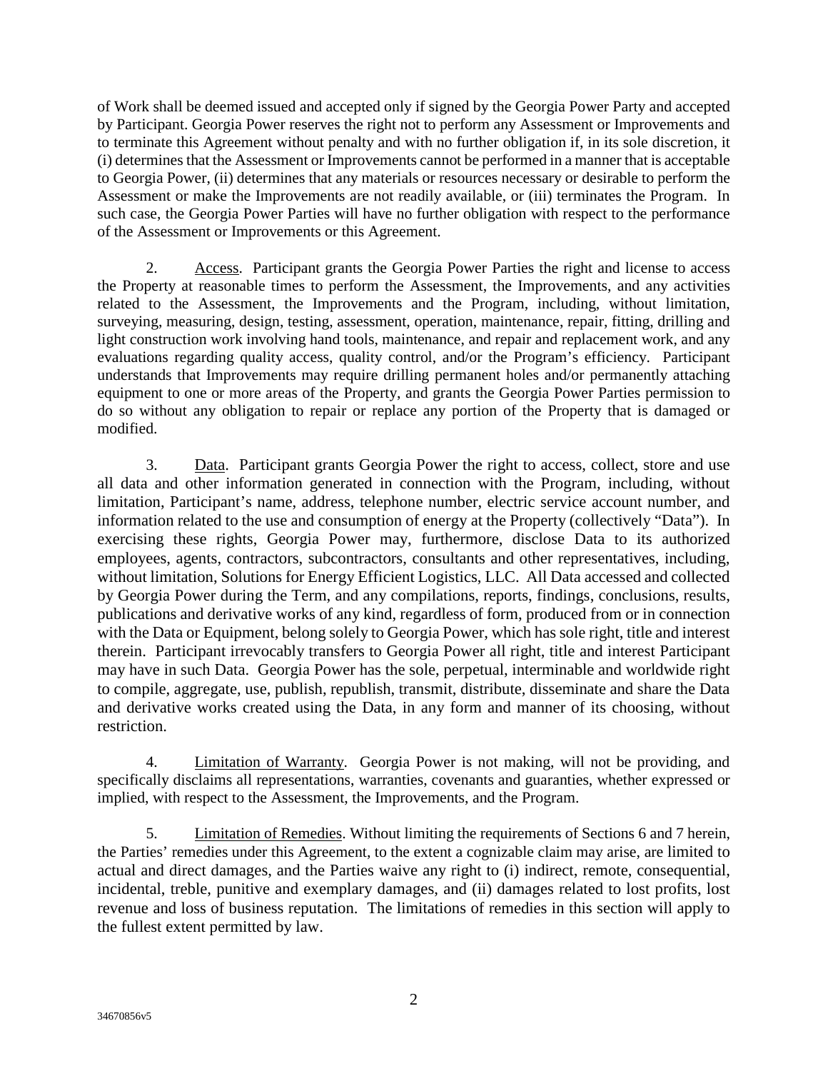of Work shall be deemed issued and accepted only if signed by the Georgia Power Party and accepted by Participant. Georgia Power reserves the right not to perform any Assessment or Improvements and to terminate this Agreement without penalty and with no further obligation if, in its sole discretion, it (i) determines that the Assessment or Improvements cannot be performed in a manner that is acceptable to Georgia Power, (ii) determines that any materials or resources necessary or desirable to perform the Assessment or make the Improvements are not readily available, or (iii) terminates the Program. In such case, the Georgia Power Parties will have no further obligation with respect to the performance of the Assessment or Improvements or this Agreement.

2. Access. Participant grants the Georgia Power Parties the right and license to access the Property at reasonable times to perform the Assessment, the Improvements, and any activities related to the Assessment, the Improvements and the Program, including, without limitation, surveying, measuring, design, testing, assessment, operation, maintenance, repair, fitting, drilling and light construction work involving hand tools, maintenance, and repair and replacement work, and any evaluations regarding quality access, quality control, and/or the Program's efficiency. Participant understands that Improvements may require drilling permanent holes and/or permanently attaching equipment to one or more areas of the Property, and grants the Georgia Power Parties permission to do so without any obligation to repair or replace any portion of the Property that is damaged or modified.

3. Data. Participant grants Georgia Power the right to access, collect, store and use all data and other information generated in connection with the Program, including, without limitation, Participant's name, address, telephone number, electric service account number, and information related to the use and consumption of energy at the Property (collectively "Data"). In exercising these rights, Georgia Power may, furthermore, disclose Data to its authorized employees, agents, contractors, subcontractors, consultants and other representatives, including, without limitation, Solutions for Energy Efficient Logistics, LLC. All Data accessed and collected by Georgia Power during the Term, and any compilations, reports, findings, conclusions, results, publications and derivative works of any kind, regardless of form, produced from or in connection with the Data or Equipment, belong solely to Georgia Power, which has sole right, title and interest therein. Participant irrevocably transfers to Georgia Power all right, title and interest Participant may have in such Data. Georgia Power has the sole, perpetual, interminable and worldwide right to compile, aggregate, use, publish, republish, transmit, distribute, disseminate and share the Data and derivative works created using the Data, in any form and manner of its choosing, without restriction.

4. Limitation of Warranty. Georgia Power is not making, will not be providing, and specifically disclaims all representations, warranties, covenants and guaranties, whether expressed or implied, with respect to the Assessment, the Improvements, and the Program.

5. Limitation of Remedies. Without limiting the requirements of Sections 6 and 7 herein, the Parties' remedies under this Agreement, to the extent a cognizable claim may arise, are limited to actual and direct damages, and the Parties waive any right to (i) indirect, remote, consequential, incidental, treble, punitive and exemplary damages, and (ii) damages related to lost profits, lost revenue and loss of business reputation. The limitations of remedies in this section will apply to the fullest extent permitted by law.

34670856v5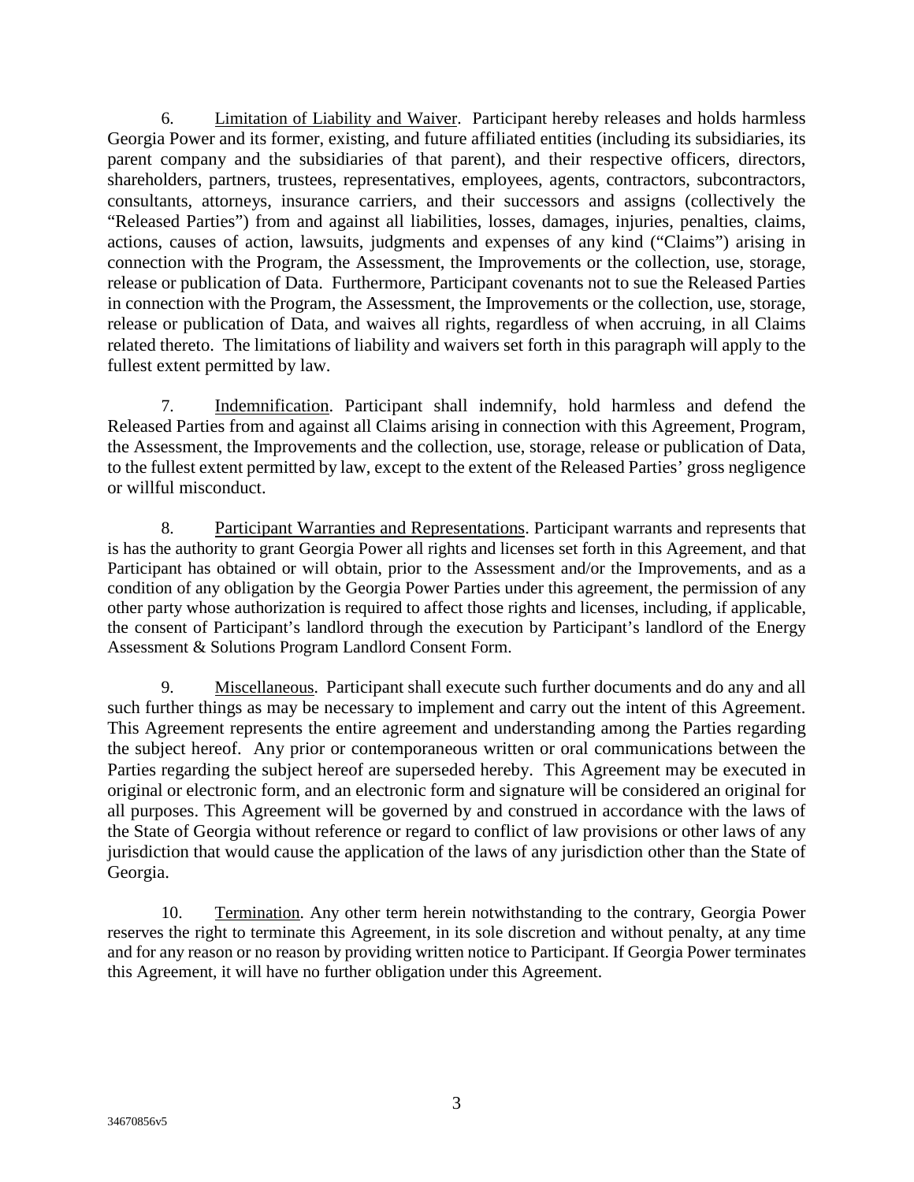6. Limitation of Liability and Waiver. Participant hereby releases and holds harmless Georgia Power and its former, existing, and future affiliated entities (including its subsidiaries, its parent company and the subsidiaries of that parent), and their respective officers, directors, shareholders, partners, trustees, representatives, employees, agents, contractors, subcontractors, consultants, attorneys, insurance carriers, and their successors and assigns (collectively the "Released Parties") from and against all liabilities, losses, damages, injuries, penalties, claims, actions, causes of action, lawsuits, judgments and expenses of any kind ("Claims") arising in connection with the Program, the Assessment, the Improvements or the collection, use, storage, release or publication of Data. Furthermore, Participant covenants not to sue the Released Parties in connection with the Program, the Assessment, the Improvements or the collection, use, storage, release or publication of Data, and waives all rights, regardless of when accruing, in all Claims related thereto. The limitations of liability and waivers set forth in this paragraph will apply to the fullest extent permitted by law.

7. Indemnification. Participant shall indemnify, hold harmless and defend the Released Parties from and against all Claims arising in connection with this Agreement, Program, the Assessment, the Improvements and the collection, use, storage, release or publication of Data, to the fullest extent permitted by law, except to the extent of the Released Parties' gross negligence or willful misconduct.

8. Participant Warranties and Representations. Participant warrants and represents that is has the authority to grant Georgia Power all rights and licenses set forth in this Agreement, and that Participant has obtained or will obtain, prior to the Assessment and/or the Improvements, and as a condition of any obligation by the Georgia Power Parties under this agreement, the permission of any other party whose authorization is required to affect those rights and licenses, including, if applicable, the consent of Participant's landlord through the execution by Participant's landlord of the Energy Assessment & Solutions Program Landlord Consent Form.

9. Miscellaneous. Participant shall execute such further documents and do any and all such further things as may be necessary to implement and carry out the intent of this Agreement. This Agreement represents the entire agreement and understanding among the Parties regarding the subject hereof. Any prior or contemporaneous written or oral communications between the Parties regarding the subject hereof are superseded hereby. This Agreement may be executed in original or electronic form, and an electronic form and signature will be considered an original for all purposes. This Agreement will be governed by and construed in accordance with the laws of the State of Georgia without reference or regard to conflict of law provisions or other laws of any jurisdiction that would cause the application of the laws of any jurisdiction other than the State of Georgia.

10. Termination. Any other term herein notwithstanding to the contrary, Georgia Power reserves the right to terminate this Agreement, in its sole discretion and without penalty, at any time and for any reason or no reason by providing written notice to Participant. If Georgia Power terminates this Agreement, it will have no further obligation under this Agreement.

34670856v5